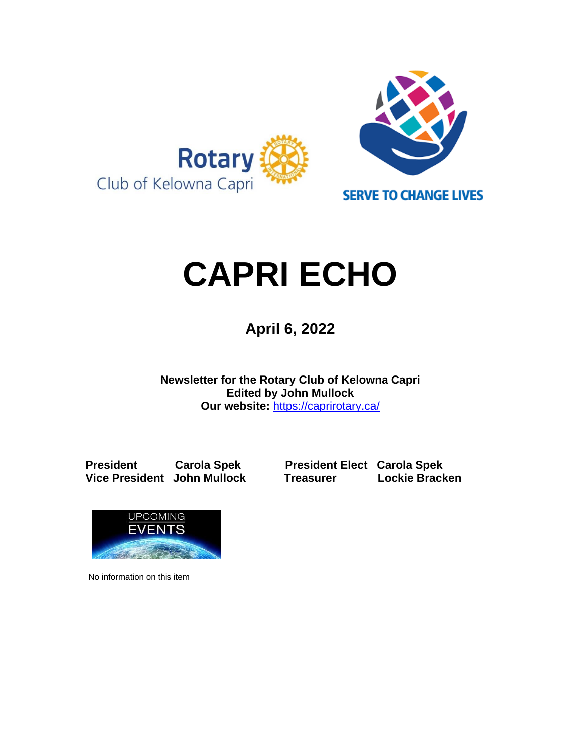Rotary Club of Kelowna Capri

SERVE TO CHANGE LIVES

# CAPRI ECHO

## April 6, 2022

**Newsletter for the Rotary Club of Kelowna Capri**
**Edited by John Mullock**
**Our website:** https://caprirotary.ca/

| | | | |
|---|---|---|---|
| **President** | **Carola Spek** | **President Elect** | **Carola Spek** |
| **Vice President** | **John Mullock** | **Treasurer** | **Lockie Bracken** |

UPCOMING EVENTS

No information on this item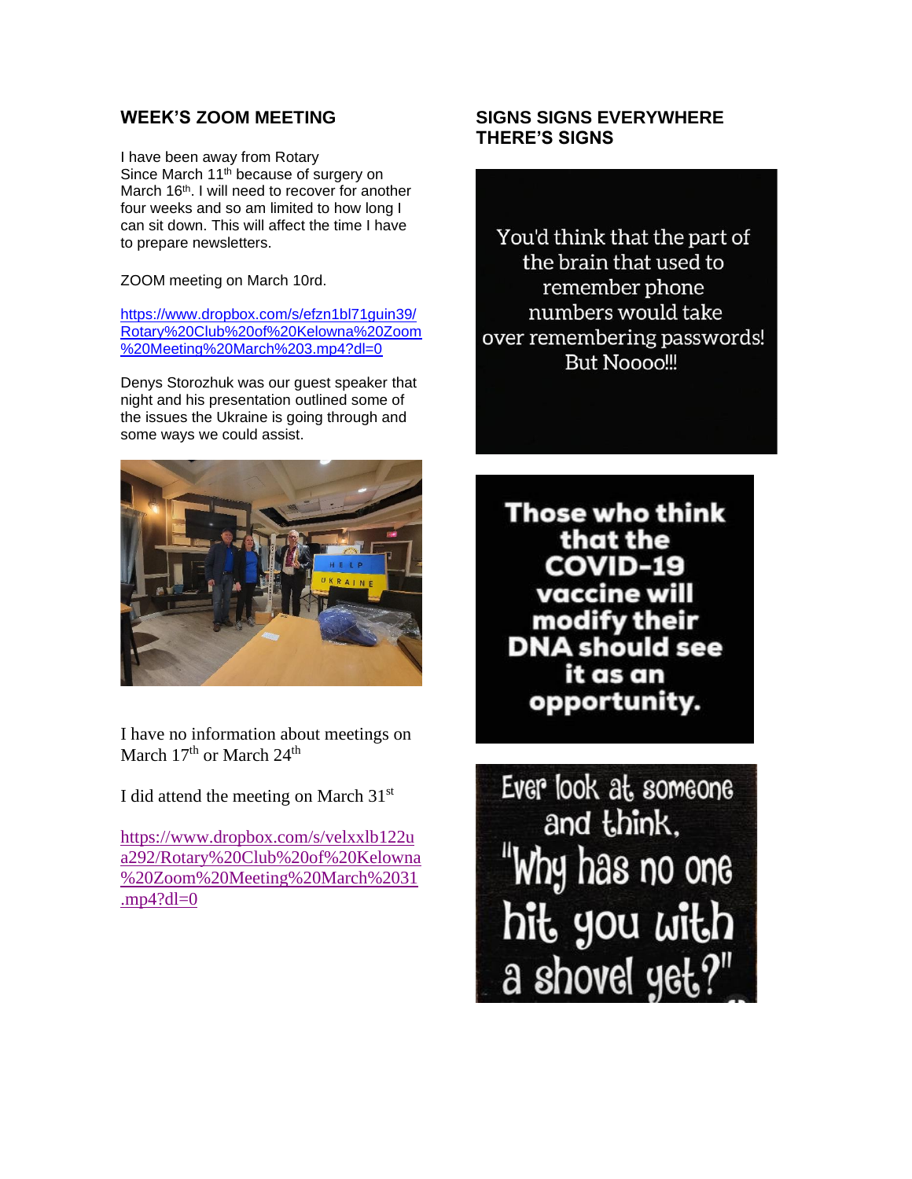## WEEK'S ZOOM MEETING

I have been away from Rotary Since March 11th because of surgery on March 16th. I will need to recover for another four weeks and so am limited to how long I can sit down. This will affect the time I have to prepare newsletters.

ZOOM meeting on March 10rd.

https://www.dropbox.com/s/efzn1bl71guin39/Rotary%20Club%20of%20Kelowna%20Zoom%20Meeting%20March%203.mp4?dl=0

Denys Storozhuk was our guest speaker that night and his presentation outlined some of the issues the Ukraine is going through and some ways we could assist.

I have no information about meetings on March 17th or March 24th

I did attend the meeting on March 31st

https://www.dropbox.com/s/velxxlb122ua292/Rotary%20Club%20of%20Kelowna%20Zoom%20Meeting%20March%2031.mp4?dl=0

## SIGNS SIGNS EVERYWHERE THERE'S SIGNS

You'd think that the part of the brain that used to remember phone numbers would take over remembering passwords! But Noooo!!!

Those who think that the COVID-19 vaccine will modify their DNA should see it as an opportunity.

Ever look at someone and think, "Why has no one hit you with a shovel yet?"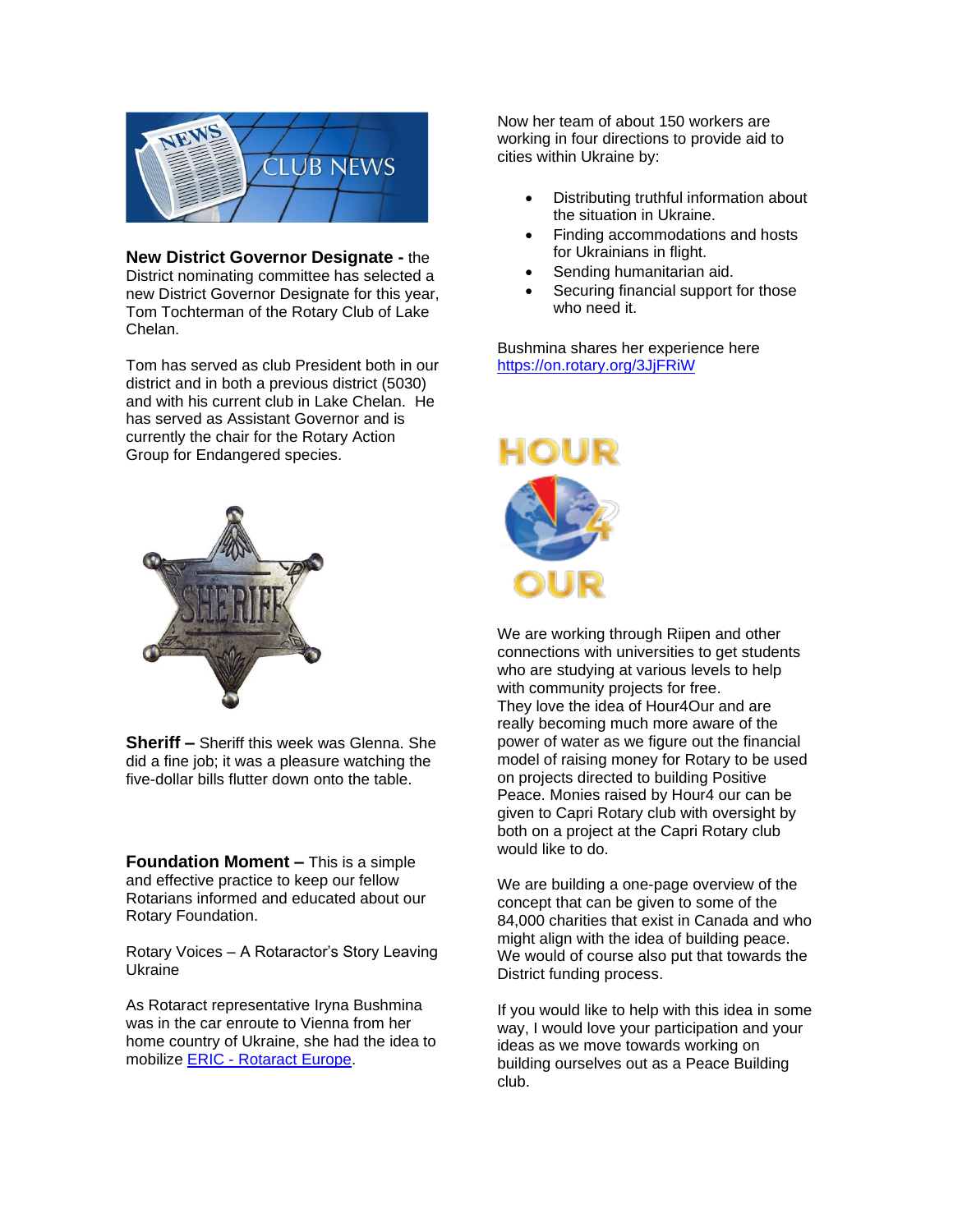**New District Governor Designate -** the District nominating committee has selected a new District Governor Designate for this year, Tom Tochterman of the Rotary Club of Lake Chelan.

Tom has served as club President both in our district and in both a previous district (5030) and with his current club in Lake Chelan. He has served as Assistant Governor and is currently the chair for the Rotary Action Group for Endangered species.

**Sheriff –** Sheriff this week was Glenna. She did a fine job; it was a pleasure watching the five-dollar bills flutter down onto the table.

**Foundation Moment –** This is a simple and effective practice to keep our fellow Rotarians informed and educated about our Rotary Foundation.

Rotary Voices – A Rotaractor's Story Leaving Ukraine

As Rotaract representative Iryna Bushmina was in the car enroute to Vienna from her home country of Ukraine, she had the idea to mobilize [ERIC - Rotaract Europe](ERIC - Rotaract Europe).

Now her team of about 150 workers are working in four directions to provide aid to cities within Ukraine by:

- Distributing truthful information about the situation in Ukraine.
- Finding accommodations and hosts for Ukrainians in flight.
- Sending humanitarian aid.
- Securing financial support for those who need it.

Bushmina shares her experience here [https://on.rotary.org/3JjFRiW](https://on.rotary.org/3JjFRiW)

We are working through Riipen and other connections with universities to get students who are studying at various levels to help with community projects for free.
They love the idea of Hour4Our and are really becoming much more aware of the power of water as we figure out the financial model of raising money for Rotary to be used on projects directed to building Positive Peace. Monies raised by Hour4 our can be given to Capri Rotary club with oversight by both on a project at the Capri Rotary club would like to do.

We are building a one-page overview of the concept that can be given to some of the 84,000 charities that exist in Canada and who might align with the idea of building peace. We would of course also put that towards the District funding process.

If you would like to help with this idea in some way, I would love your participation and your ideas as we move towards working on building ourselves out as a Peace Building club.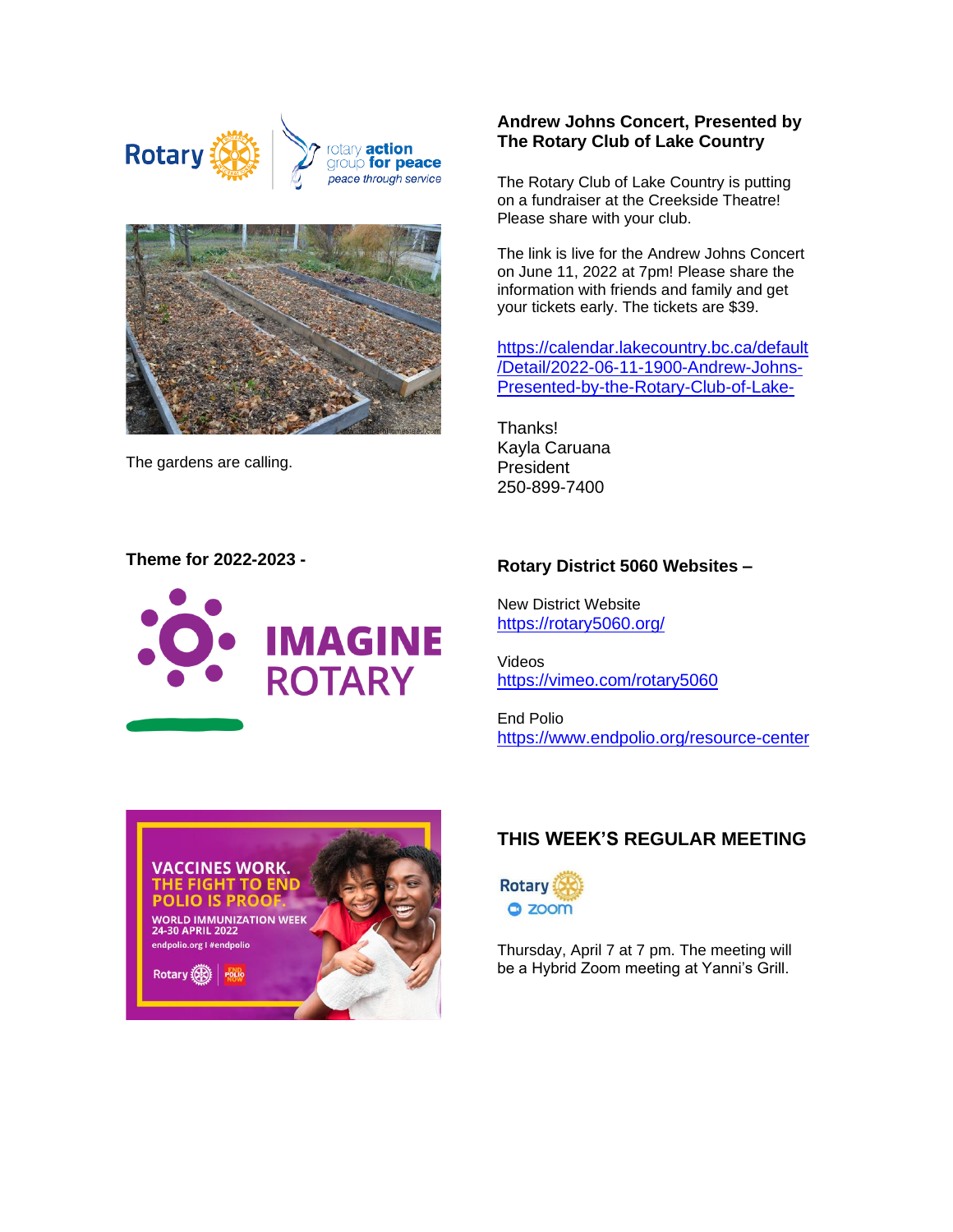The gardens are calling.

**Andrew Johns Concert, Presented by The Rotary Club of Lake Country**

The Rotary Club of Lake Country is putting on a fundraiser at the Creekside Theatre! Please share with your club.

The link is live for the Andrew Johns Concert on June 11, 2022 at 7pm! Please share the information with friends and family and get your tickets early. The tickets are $39.

https://calendar.lakecountry.bc.ca/default/Detail/2022-06-11-1900-Andrew-Johns-Presented-by-the-Rotary-Club-of-Lake-

Thanks!
Kayla Caruana
President
250-899-7400

**Theme for 2022-2023 -**

IMAGINE ROTARY

**Rotary District 5060 Websites –**

New District Website
https://rotary5060.org/

Videos
https://vimeo.com/rotary5060

End Polio
https://www.endpolio.org/resource-center

VACCINES WORK. THE FIGHT TO END POLIO IS PROOF.
WORLD IMMUNIZATION WEEK
24-30 APRIL 2022
endpolio.org | #endpolio

## THIS WEEK'S REGULAR MEETING

Thursday, April 7 at 7 pm. The meeting will be a Hybrid Zoom meeting at Yanni's Grill.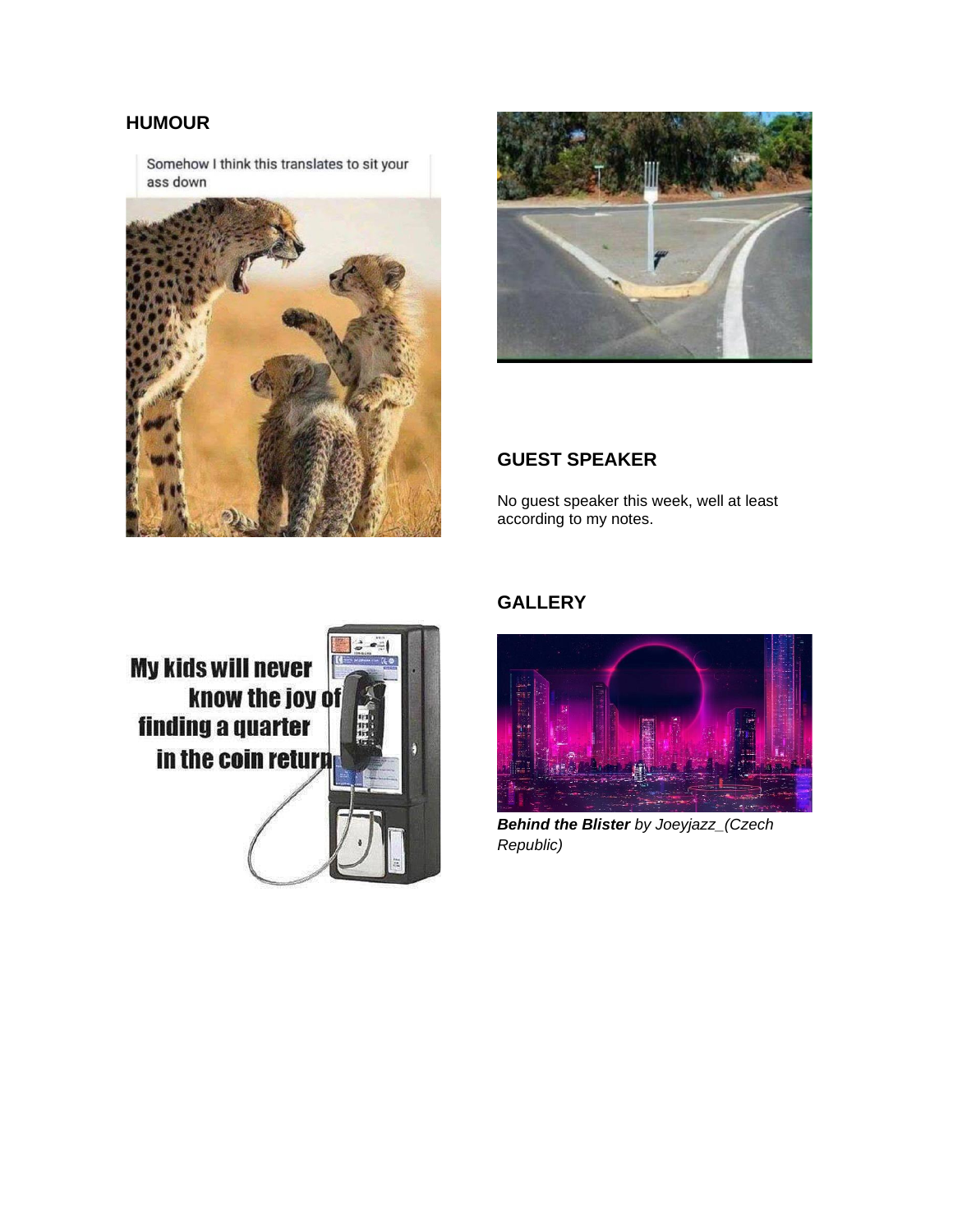## HUMOUR

Somehow I think this translates to sit your ass down

My kids will never know the joy of finding a quarter in the coin return

## GUEST SPEAKER

No guest speaker this week, well at least according to my notes.

## GALLERY

***Behind the Blister*** *by Joeyjazz_(Czech Republic)*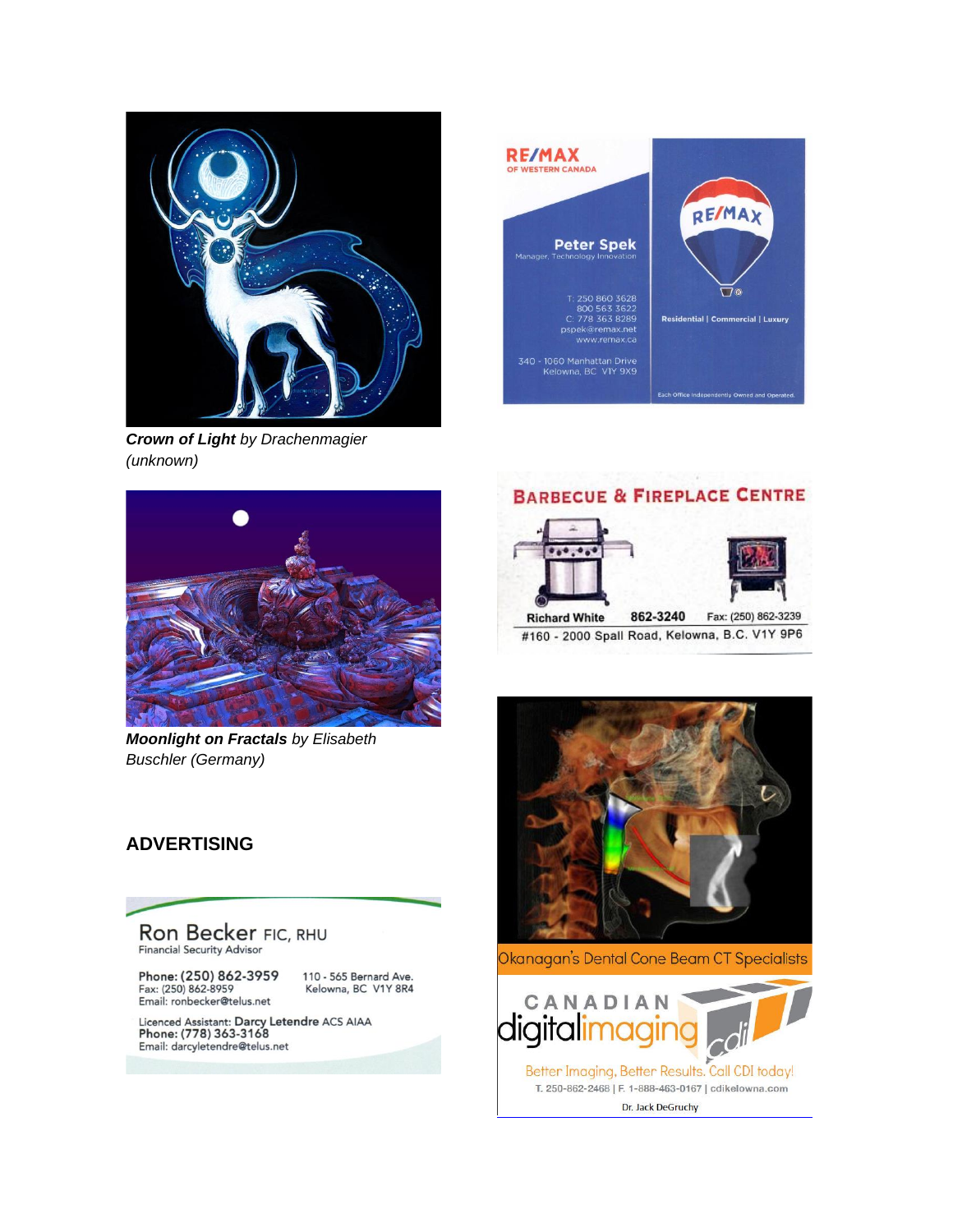***Crown of Light*** *by Drachenmagier (unknown)*

***Moonlight on Fractals*** *by Elisabeth Buschler (Germany)*

## ADVERTISING

Ron Becker FIC, RHU
Financial Security Advisor

Phone: (250) 862-3959
Fax: (250) 862-8959
Email: ronbecker@telus.net

110 - 565 Bernard Ave.
Kelowna, BC V1Y 8R4

Licenced Assistant: Darcy Letendre ACS AIAA
Phone: (778) 363-3168
Email: darcyletendre@telus.net

RE/MAX OF WESTERN CANADA

Peter Spek
Manager, Technology Innovation

T: 250 860 3628
800 563 3622
C: 778 363 8289
pspek@remax.net
www.remax.ca

340 - 1060 Manhattan Drive
Kelowna, BC V1Y 9X9

RE/MAX

Residential | Commercial | Luxury

Each Office Independently Owned and Operated.

BARBECUE & FIREPLACE CENTRE

Richard White 862-3240 Fax: (250) 862-3239

#160 - 2000 Spall Road, Kelowna, B.C. V1Y 9P6

Okanagan's Dental Cone Beam CT Specialists

CANADIAN digitalimaging cdi

Better Imaging, Better Results. Call CDI today!

T. 250-862-2468 | F. 1-888-463-0167 | cdikelowna.com

Dr. Jack DeGruchy